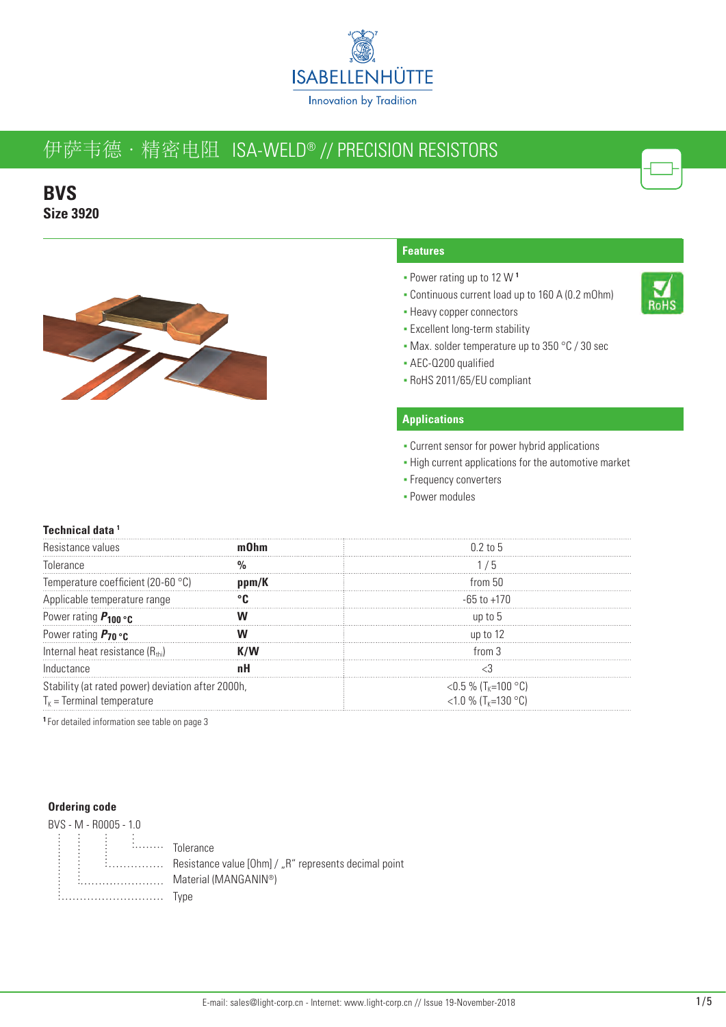# 伊萨韦德 · 精密电阻 ISA-WELD® // PRECISION RESISTORS

## BVS
**Size 3920**

### Features

- Power rating up to 12 W [1]
- Continuous current load up to 160 A (0.2 mOhm)
- Heavy copper connectors
- Excellent long-term stability
- Max. solder temperature up to 350 °C / 30 sec
- AEC-Q200 qualified
- RoHS 2011/65/EU compliant

### Applications

- Current sensor for power hybrid applications
- High current applications for the automotive market
- Frequency converters
- Power modules

### Technical data [1]

| Parameter | Unit | Value |
|---|---|---|
| Resistance values | **mOhm** | 0.2 to 5 |
| Tolerance | **%** | 1 / 5 |
| Temperature coefficient (20-60 °C) | **ppm/K** | from 50 |
| Applicable temperature range | **°C** | -65 to +170 |
| Power rating $P_{100\,°C}$ | **W** | up to 5 |
| Power rating $P_{70\,°C}$ | **W** | up to 12 |
| Internal heat resistance ($R_{thi}$) | **K/W** | from 3 |
| Inductance | **nH** | <3 |
| Stability (at rated power) deviation after 2000h, $T_K$ = Terminal temperature | | <0.5 % ($T_K$=100 °C)<br><1.0 % ($T_K$=130 °C) |

[1] For detailed information see table on page 3

### Ordering code

BVS - M - R0005 - 1.0

- 1.0 ........ Tolerance
- R0005 ........ Resistance value [Ohm] / „R" represents decimal point
- M ........ Material (MANGANIN®)
- BVS ........ Type

E-mail: sales@light-corp.cn - Internet: www.light-corp.cn // Issue 19-November-2018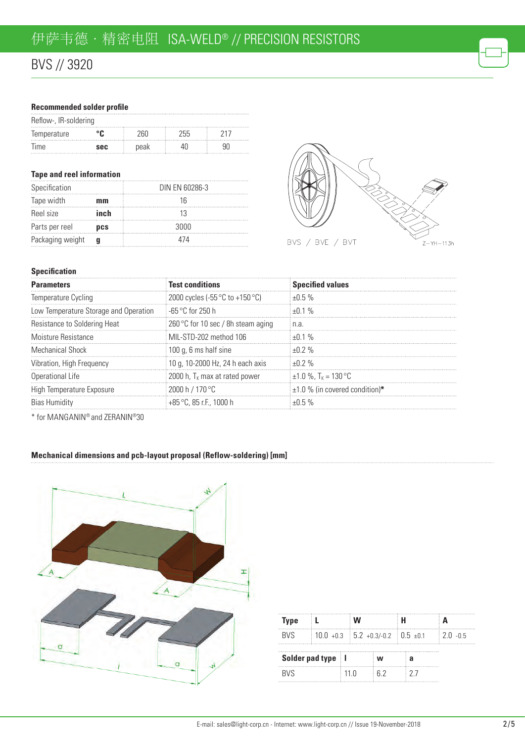# 伊萨韦德 · 精密电阻 ISA-WELD® // PRECISION RESISTORS

## BVS // 3920

### Recommended solder profile

Reflow-, IR-soldering

| | | | | |
|---|---|---|---|---|
| Temperature | °C | 260 | 255 | 217 |
| Time | sec | peak | 40 | 90 |

### Tape and reel information

| | | |
|---|---|---|
| Specification | | DIN EN 60286-3 |
| Tape width | mm | 16 |
| Reel size | inch | 13 |
| Parts per reel | pcs | 3000 |
| Packaging weight | g | 474 |

BVS / BVE / BVT

Z-YH-113h

### Specification

| Parameters | Test conditions | Specified values |
|---|---|---|
| Temperature Cycling | 2000 cycles (-55 °C to +150 °C) | ±0.5 % |
| Low Temperature Storage and Operation | -65 °C for 250 h | ±0.1 % |
| Resistance to Soldering Heat | 260 °C for 10 sec / 8h steam aging | n.a. |
| Moisture Resistance | MIL-STD-202 method 106 | ±0.1 % |
| Mechanical Shock | 100 g, 6 ms half sine | ±0.2 % |
| Vibration, High Frequency | 10 g, 10-2000 Hz, 24 h each axis | ±0.2 % |
| Operational Life | 2000 h, $T_K$ max at rated power | ±1.0 %, $T_K$ = 130 °C |
| High Temperature Exposure | 2000 h / 170 °C | ±1.0 % (in covered condition)* |
| Bias Humidity | +85 °C, 85 r.F., 1000 h | ±0.5 % |

\* for MANGANIN® and ZERANIN®30

### Mechanical dimensions and pcb-layout proposal (Reflow-soldering) [mm]

| Type | L | W | H | A |
|---|---|---|---|---|
| BVS | 10.0 +0.3 | 5.2 +0.3/-0.2 | 0.5 ±0.1 | 2.0 -0.5 |

| Solder pad type | l | w | a |
|---|---|---|---|
| BVS | 11.0 | 6.2 | 2.7 |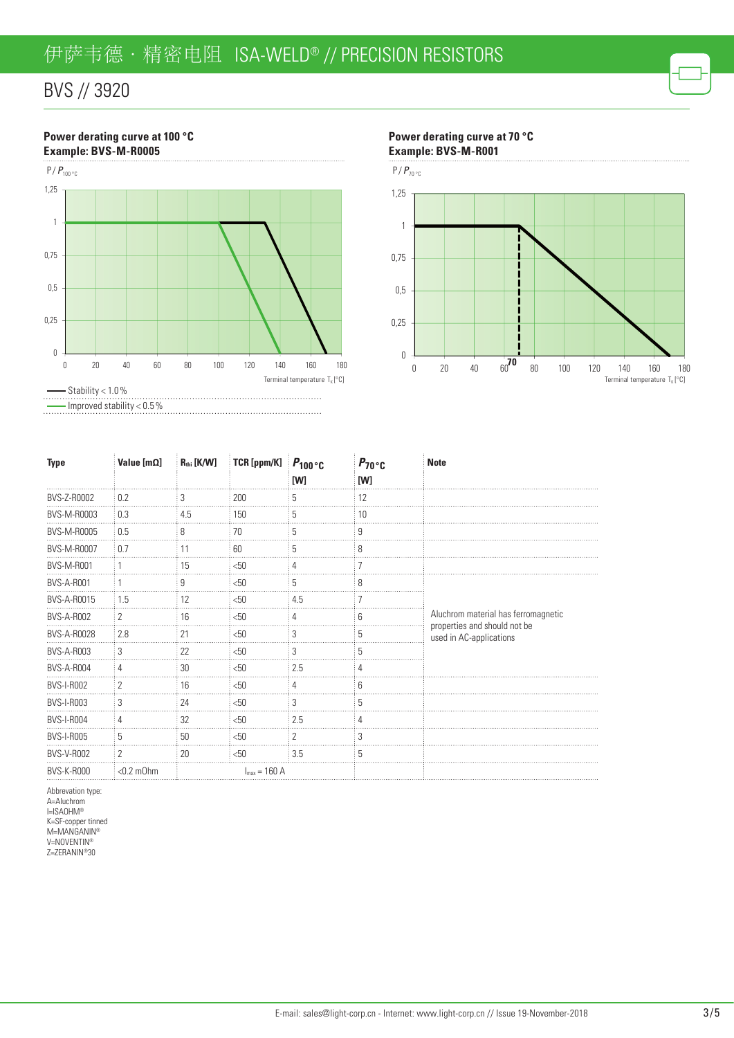# BVS // 3920

**Power derating curve at 100 °C**
**Example: BVS-M-R0005**

P / $P_{100\,°C}$

Terminal temperature $T_K$ [°C]

— Stability < 1.0 %
— Improved stability < 0.5 %

**Power derating curve at 70 °C**
**Example: BVS-M-R001**

P / $P_{70\,°C}$

Terminal temperature $T_K$ [°C]

| Type | Value [mΩ] | $R_{thi}$ [K/W] | TCR [ppm/K] | $P_{100\,°C}$ [W] | $P_{70\,°C}$ [W] | Note |
|---|---|---|---|---|---|---|
| BVS-Z-R0002 | 0.2 | 3 | 200 | 5 | 12 | |
| BVS-M-R0003 | 0.3 | 4.5 | 150 | 5 | 10 | |
| BVS-M-R0005 | 0.5 | 8 | 70 | 5 | 9 | |
| BVS-M-R0007 | 0.7 | 11 | 60 | 5 | 8 | |
| BVS-M-R001 | 1 | 15 | <50 | 4 | 7 | |
| BVS-A-R001 | 1 | 9 | <50 | 5 | 8 | Aluchrom material has ferromagnetic properties and should not be used in AC-applications |
| BVS-A-R0015 | 1.5 | 12 | <50 | 4.5 | 7 | |
| BVS-A-R002 | 2 | 16 | <50 | 4 | 6 | |
| BVS-A-R0028 | 2.8 | 21 | <50 | 3 | 5 | |
| BVS-A-R003 | 3 | 22 | <50 | 3 | 5 | |
| BVS-A-R004 | 4 | 30 | <50 | 2.5 | 4 | |
| BVS-I-R002 | 2 | 16 | <50 | 4 | 6 | |
| BVS-I-R003 | 3 | 24 | <50 | 3 | 5 | |
| BVS-I-R004 | 4 | 32 | <50 | 2.5 | 4 | |
| BVS-I-R005 | 5 | 50 | <50 | 2 | 3 | |
| BVS-V-R002 | 2 | 20 | <50 | 3.5 | 5 | |
| BVS-K-R000 | <0.2 mOhm | | $I_{max}$ = 160 A | | | |

Abbrevation type:
A=Aluchrom
I=ISAOHM®
K=SF-copper tinned
M=MANGANIN®
V=NOVENTIN®
Z=ZERANIN®30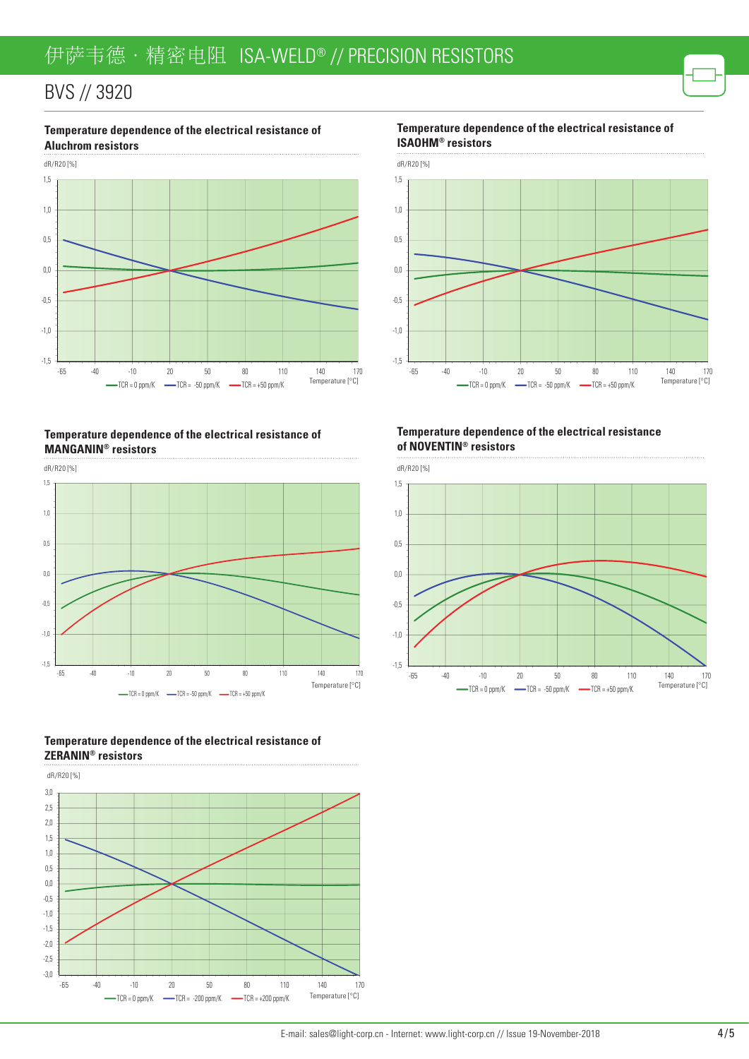# BVS // 3920

### Temperature dependence of the electrical resistance of Aluchrom resistors

dR/R20 [%]

Temperature [°C]

TCR = 0 ppm/K — TCR = -50 ppm/K — TCR = +50 ppm/K

### Temperature dependence of the electrical resistance of ISAOHM® resistors

dR/R20 [%]

Temperature [°C]

TCR = 0 ppm/K — TCR = -50 ppm/K — TCR = +50 ppm/K

### Temperature dependence of the electrical resistance of MANGANIN® resistors

dR/R20 [%]

Temperature [°C]

TCR = 0 ppm/K — TCR = -50 ppm/K — TCR = +50 ppm/K

### Temperature dependence of the electrical resistance of NOVENTIN® resistors

dR/R20 [%]

Temperature [°C]

TCR = 0 ppm/K — TCR = -50 ppm/K — TCR = +50 ppm/K

### Temperature dependence of the electrical resistance of ZERANIN® resistors

dR/R20 [%]

Temperature [°C]

TCR = 0 ppm/K — TCR = -200 ppm/K — TCR = +200 ppm/K

E-mail: sales@light-corp.cn - Internet: www.light-corp.cn // Issue 19-November-2018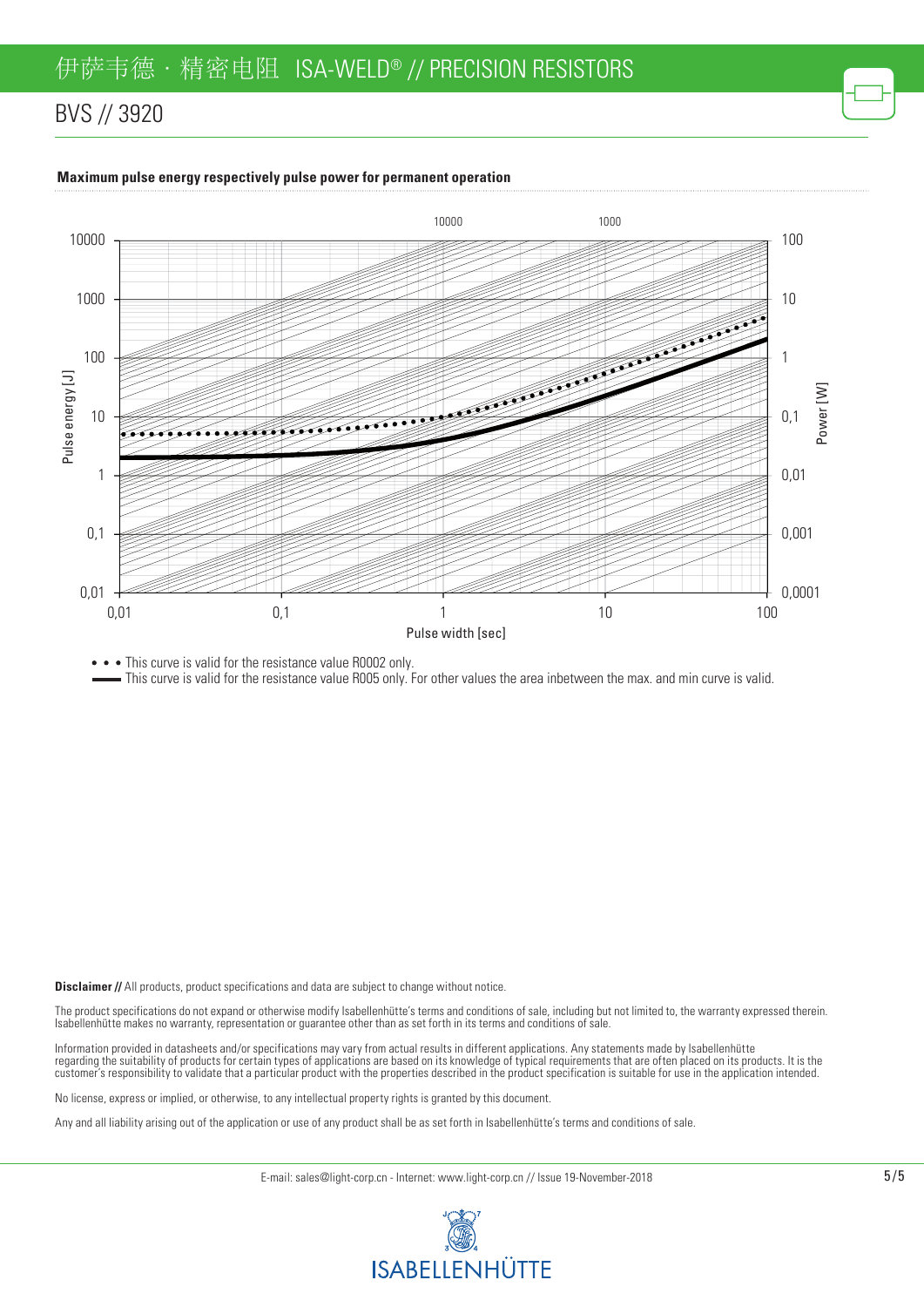## Maximum pulse energy respectively pulse power for permanent operation

10000
1000

Pulse energy [J]

10000
1000
100
10
1
0,1
0,01

Power [W]

100
10
1
0,1
0,01
0,001
0,0001

0,01
0,1
1
10
100

Pulse width [sec]

• • • This curve is valid for the resistance value R0002 only.

▬▬ This curve is valid for the resistance value R005 only. For other values the area inbetween the max. and min curve is valid.

**Disclaimer //** All products, product specifications and data are subject to change without notice.

The product specifications do not expand or otherwise modify Isabellenhütte's terms and conditions of sale, including but not limited to, the warranty expressed therein. Isabellenhütte makes no warranty, representation or guarantee other than as set forth in its terms and conditions of sale.

Information provided in datasheets and/or specifications may vary from actual results in different applications. Any statements made by Isabellenhütte regarding the suitability of products for certain types of applications are based on its knowledge of typical requirements that are often placed on its products. It is the customer's responsibility to validate that a particular product with the properties described in the product specification is suitable for use in the application intended.

No license, express or implied, or otherwise, to any intellectual property rights is granted by this document.

Any and all liability arising out of the application or use of any product shall be as set forth in Isabellenhütte's terms and conditions of sale.

E-mail: sales@light-corp.cn - Internet: www.light-corp.cn // Issue 19-November-2018